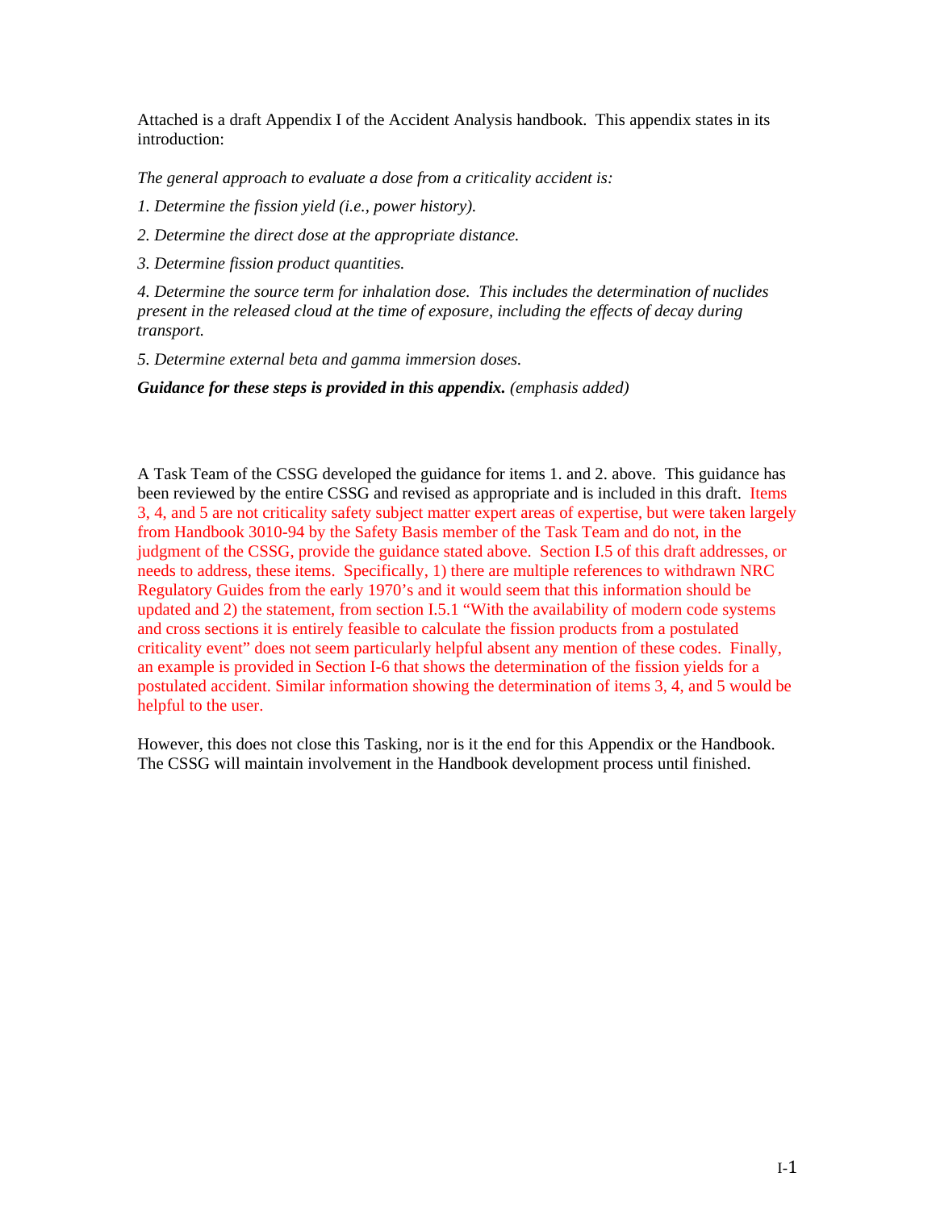Attached is a draft Appendix I of the Accident Analysis handbook. This appendix states in its introduction:

*The general approach to evaluate a dose from a criticality accident is:*

*1. Determine the fission yield (i.e., power history).*

*2. Determine the direct dose at the appropriate distance.*

*3. Determine fission product quantities.*

*4. Determine the source term for inhalation dose. This includes the determination of nuclides present in the released cloud at the time of exposure, including the effects of decay during transport.*

*5. Determine external beta and gamma immersion doses.*

***Guidance for these steps is provided in this appendix.*** *(emphasis added)*

A Task Team of the CSSG developed the guidance for items 1. and 2. above. This guidance has been reviewed by the entire CSSG and revised as appropriate and is included in this draft. Items 3, 4, and 5 are not criticality safety subject matter expert areas of expertise, but were taken largely from Handbook 3010-94 by the Safety Basis member of the Task Team and do not, in the judgment of the CSSG, provide the guidance stated above. Section I.5 of this draft addresses, or needs to address, these items. Specifically, 1) there are multiple references to withdrawn NRC Regulatory Guides from the early 1970's and it would seem that this information should be updated and 2) the statement, from section I.5.1 "With the availability of modern code systems and cross sections it is entirely feasible to calculate the fission products from a postulated criticality event" does not seem particularly helpful absent any mention of these codes. Finally, an example is provided in Section I-6 that shows the determination of the fission yields for a postulated accident. Similar information showing the determination of items 3, 4, and 5 would be helpful to the user.

However, this does not close this Tasking, nor is it the end for this Appendix or the Handbook. The CSSG will maintain involvement in the Handbook development process until finished.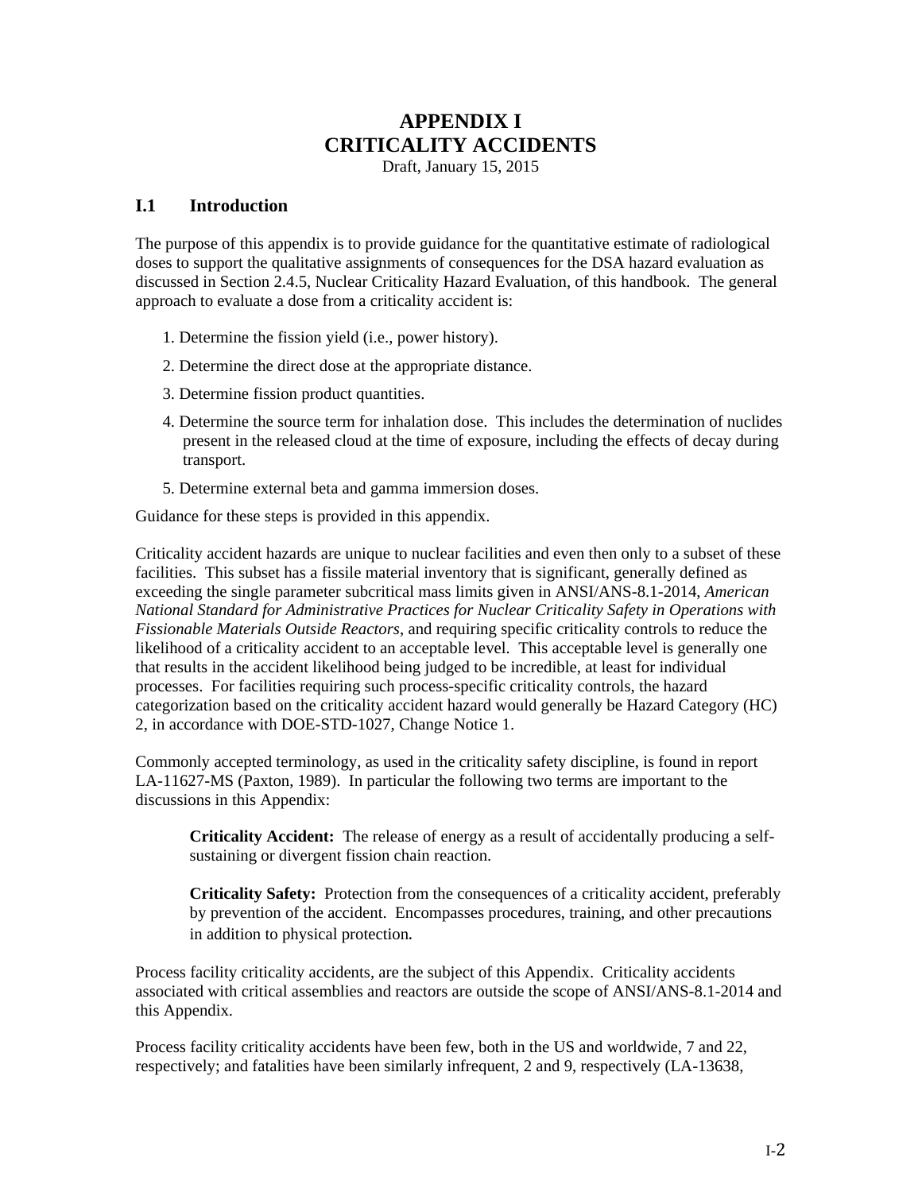# APPENDIX I
# CRITICALITY ACCIDENTS

Draft, January 15, 2015

## I.1 Introduction

The purpose of this appendix is to provide guidance for the quantitative estimate of radiological doses to support the qualitative assignments of consequences for the DSA hazard evaluation as discussed in Section 2.4.5, Nuclear Criticality Hazard Evaluation, of this handbook. The general approach to evaluate a dose from a criticality accident is:

1. Determine the fission yield (i.e., power history).
2. Determine the direct dose at the appropriate distance.
3. Determine fission product quantities.
4. Determine the source term for inhalation dose. This includes the determination of nuclides present in the released cloud at the time of exposure, including the effects of decay during transport.
5. Determine external beta and gamma immersion doses.

Guidance for these steps is provided in this appendix.

Criticality accident hazards are unique to nuclear facilities and even then only to a subset of these facilities. This subset has a fissile material inventory that is significant, generally defined as exceeding the single parameter subcritical mass limits given in ANSI/ANS-8.1-2014, *American National Standard for Administrative Practices for Nuclear Criticality Safety in Operations with Fissionable Materials Outside Reactors*, and requiring specific criticality controls to reduce the likelihood of a criticality accident to an acceptable level. This acceptable level is generally one that results in the accident likelihood being judged to be incredible, at least for individual processes. For facilities requiring such process-specific criticality controls, the hazard categorization based on the criticality accident hazard would generally be Hazard Category (HC) 2, in accordance with DOE-STD-1027, Change Notice 1.

Commonly accepted terminology, as used in the criticality safety discipline, is found in report LA-11627-MS (Paxton, 1989). In particular the following two terms are important to the discussions in this Appendix:

> **Criticality Accident:** The release of energy as a result of accidentally producing a self-sustaining or divergent fission chain reaction.
>
> **Criticality Safety:** Protection from the consequences of a criticality accident, preferably by prevention of the accident. Encompasses procedures, training, and other precautions in addition to physical protection.

Process facility criticality accidents, are the subject of this Appendix. Criticality accidents associated with critical assemblies and reactors are outside the scope of ANSI/ANS-8.1-2014 and this Appendix.

Process facility criticality accidents have been few, both in the US and worldwide, 7 and 22, respectively; and fatalities have been similarly infrequent, 2 and 9, respectively (LA-13638,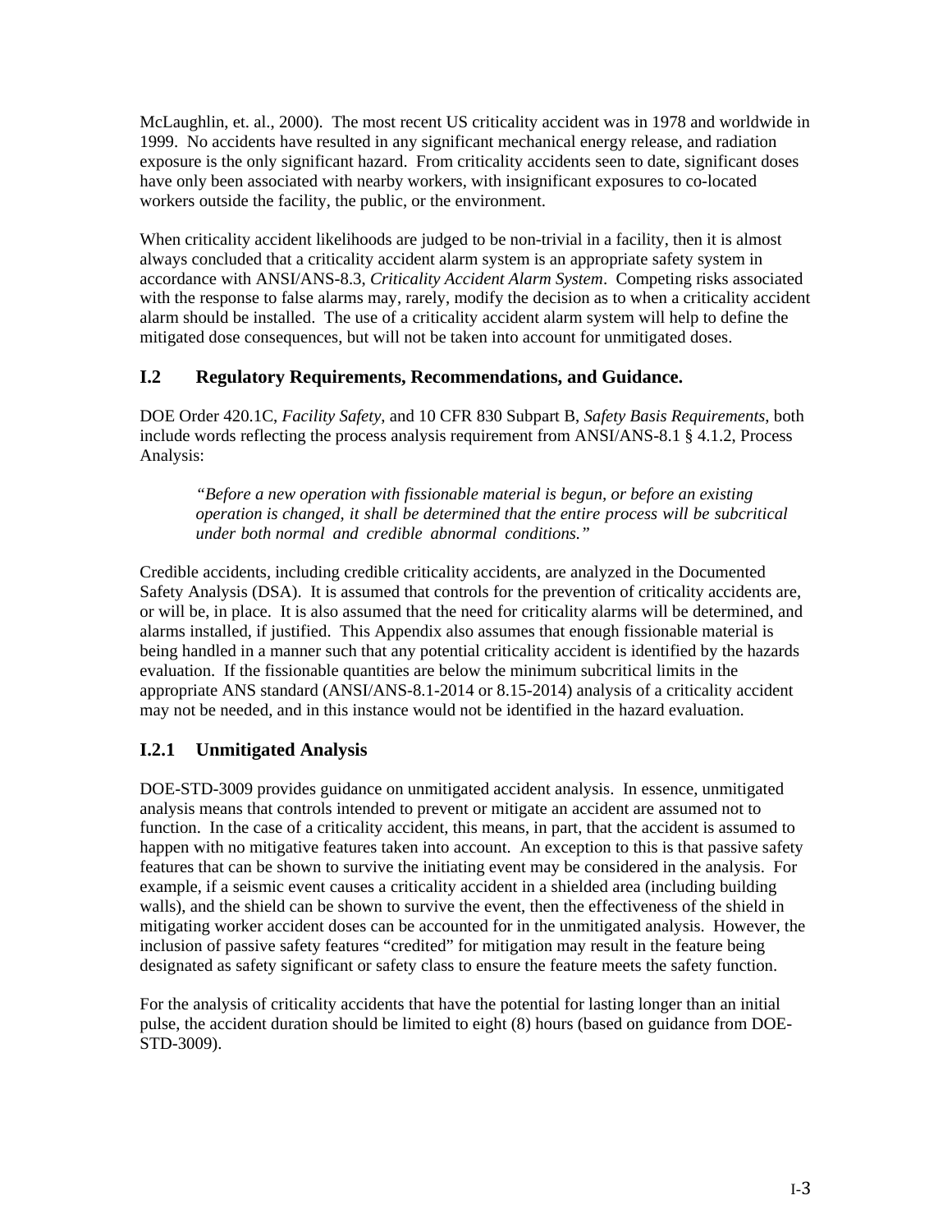McLaughlin, et. al., 2000). The most recent US criticality accident was in 1978 and worldwide in 1999. No accidents have resulted in any significant mechanical energy release, and radiation exposure is the only significant hazard. From criticality accidents seen to date, significant doses have only been associated with nearby workers, with insignificant exposures to co-located workers outside the facility, the public, or the environment.

When criticality accident likelihoods are judged to be non-trivial in a facility, then it is almost always concluded that a criticality accident alarm system is an appropriate safety system in accordance with ANSI/ANS-8.3, *Criticality Accident Alarm System*. Competing risks associated with the response to false alarms may, rarely, modify the decision as to when a criticality accident alarm should be installed. The use of a criticality accident alarm system will help to define the mitigated dose consequences, but will not be taken into account for unmitigated doses.

## I.2 Regulatory Requirements, Recommendations, and Guidance.

DOE Order 420.1C, *Facility Safety*, and 10 CFR 830 Subpart B, *Safety Basis Requirements*, both include words reflecting the process analysis requirement from ANSI/ANS-8.1 § 4.1.2, Process Analysis:

> *"Before a new operation with fissionable material is begun, or before an existing operation is changed, it shall be determined that the entire process will be subcritical under both normal and credible abnormal conditions."*

Credible accidents, including credible criticality accidents, are analyzed in the Documented Safety Analysis (DSA). It is assumed that controls for the prevention of criticality accidents are, or will be, in place. It is also assumed that the need for criticality alarms will be determined, and alarms installed, if justified. This Appendix also assumes that enough fissionable material is being handled in a manner such that any potential criticality accident is identified by the hazards evaluation. If the fissionable quantities are below the minimum subcritical limits in the appropriate ANS standard (ANSI/ANS-8.1-2014 or 8.15-2014) analysis of a criticality accident may not be needed, and in this instance would not be identified in the hazard evaluation.

### I.2.1 Unmitigated Analysis

DOE-STD-3009 provides guidance on unmitigated accident analysis. In essence, unmitigated analysis means that controls intended to prevent or mitigate an accident are assumed not to function. In the case of a criticality accident, this means, in part, that the accident is assumed to happen with no mitigative features taken into account. An exception to this is that passive safety features that can be shown to survive the initiating event may be considered in the analysis. For example, if a seismic event causes a criticality accident in a shielded area (including building walls), and the shield can be shown to survive the event, then the effectiveness of the shield in mitigating worker accident doses can be accounted for in the unmitigated analysis. However, the inclusion of passive safety features "credited" for mitigation may result in the feature being designated as safety significant or safety class to ensure the feature meets the safety function.

For the analysis of criticality accidents that have the potential for lasting longer than an initial pulse, the accident duration should be limited to eight (8) hours (based on guidance from DOE-STD-3009).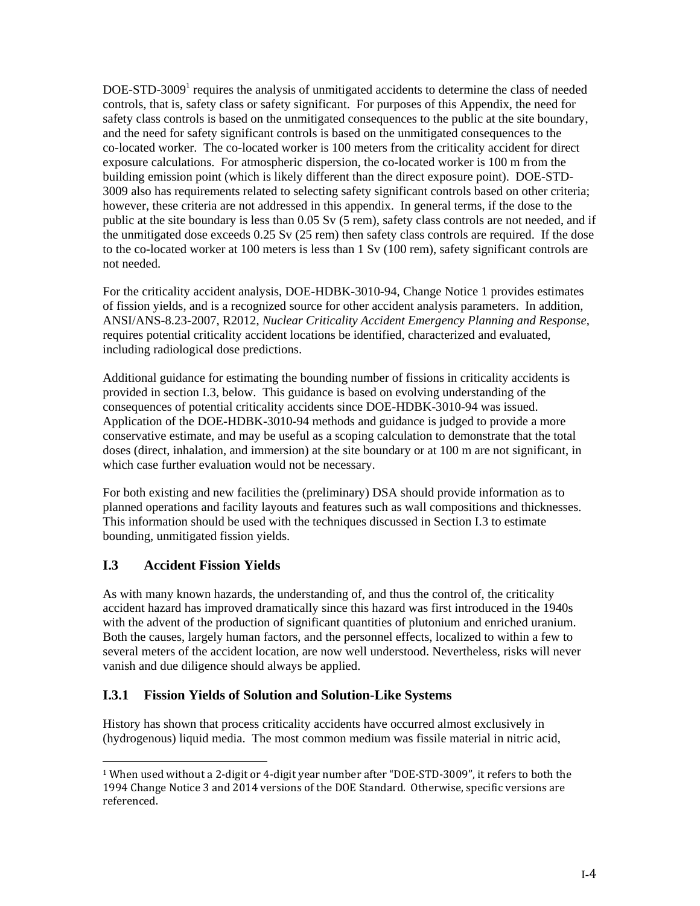DOE-STD-3009[1] requires the analysis of unmitigated accidents to determine the class of needed controls, that is, safety class or safety significant. For purposes of this Appendix, the need for safety class controls is based on the unmitigated consequences to the public at the site boundary, and the need for safety significant controls is based on the unmitigated consequences to the co-located worker. The co-located worker is 100 meters from the criticality accident for direct exposure calculations. For atmospheric dispersion, the co-located worker is 100 m from the building emission point (which is likely different than the direct exposure point). DOE-STD-3009 also has requirements related to selecting safety significant controls based on other criteria; however, these criteria are not addressed in this appendix. In general terms, if the dose to the public at the site boundary is less than 0.05 Sv (5 rem), safety class controls are not needed, and if the unmitigated dose exceeds 0.25 Sv (25 rem) then safety class controls are required. If the dose to the co-located worker at 100 meters is less than 1 Sv (100 rem), safety significant controls are not needed.

For the criticality accident analysis, DOE-HDBK-3010-94, Change Notice 1 provides estimates of fission yields, and is a recognized source for other accident analysis parameters. In addition, ANSI/ANS-8.23-2007, R2012, *Nuclear Criticality Accident Emergency Planning and Response,* requires potential criticality accident locations be identified, characterized and evaluated, including radiological dose predictions.

Additional guidance for estimating the bounding number of fissions in criticality accidents is provided in section I.3, below. This guidance is based on evolving understanding of the consequences of potential criticality accidents since DOE-HDBK-3010-94 was issued. Application of the DOE-HDBK-3010-94 methods and guidance is judged to provide a more conservative estimate, and may be useful as a scoping calculation to demonstrate that the total doses (direct, inhalation, and immersion) at the site boundary or at 100 m are not significant, in which case further evaluation would not be necessary.

For both existing and new facilities the (preliminary) DSA should provide information as to planned operations and facility layouts and features such as wall compositions and thicknesses. This information should be used with the techniques discussed in Section I.3 to estimate bounding, unmitigated fission yields.

## I.3 Accident Fission Yields

As with many known hazards, the understanding of, and thus the control of, the criticality accident hazard has improved dramatically since this hazard was first introduced in the 1940s with the advent of the production of significant quantities of plutonium and enriched uranium. Both the causes, largely human factors, and the personnel effects, localized to within a few to several meters of the accident location, are now well understood. Nevertheless, risks will never vanish and due diligence should always be applied.

### I.3.1 Fission Yields of Solution and Solution-Like Systems

History has shown that process criticality accidents have occurred almost exclusively in (hydrogenous) liquid media. The most common medium was fissile material in nitric acid,

---

[1] When used without a 2-digit or 4-digit year number after "DOE-STD-3009", it refers to both the 1994 Change Notice 3 and 2014 versions of the DOE Standard. Otherwise, specific versions are referenced.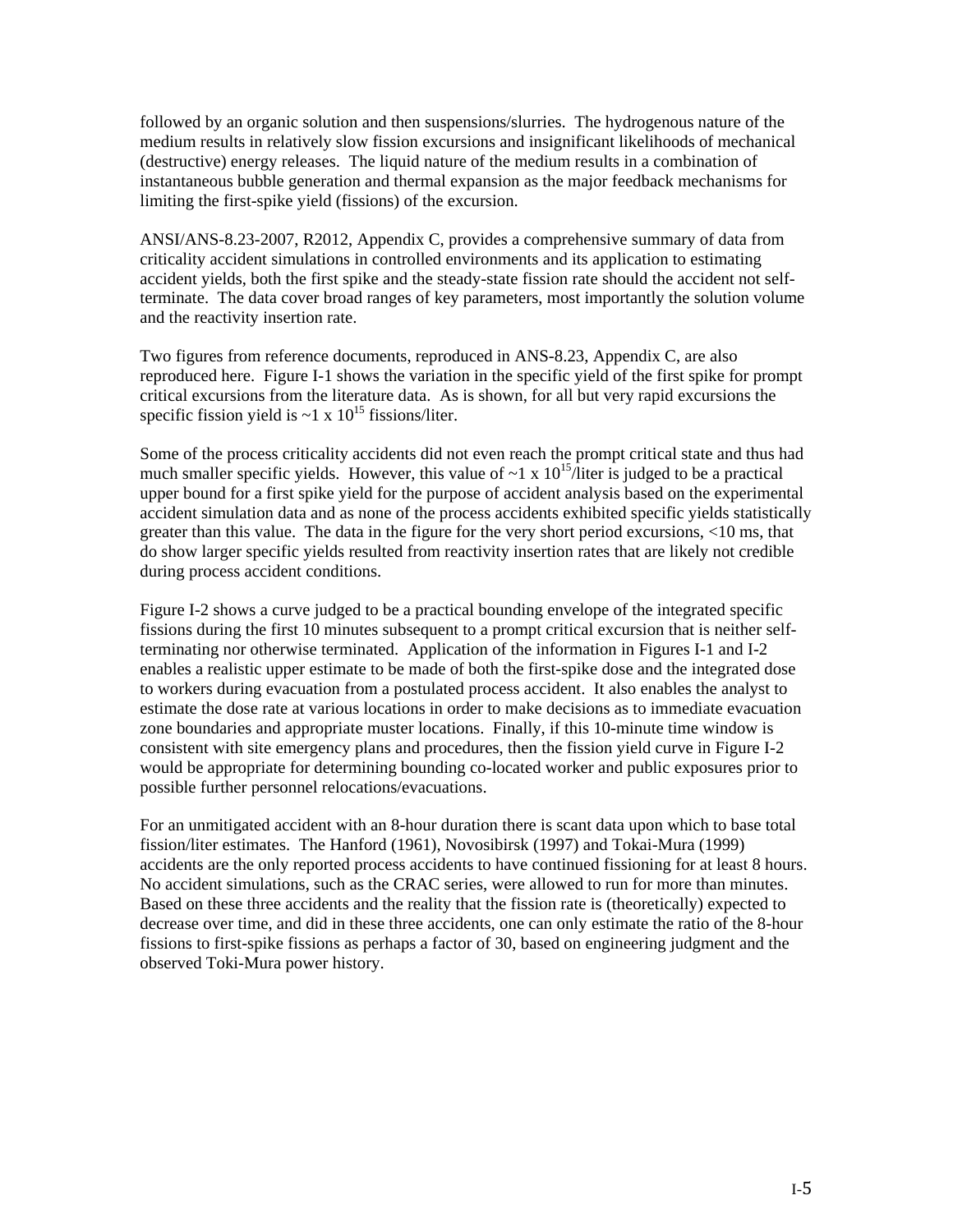followed by an organic solution and then suspensions/slurries. The hydrogenous nature of the medium results in relatively slow fission excursions and insignificant likelihoods of mechanical (destructive) energy releases. The liquid nature of the medium results in a combination of instantaneous bubble generation and thermal expansion as the major feedback mechanisms for limiting the first-spike yield (fissions) of the excursion.

ANSI/ANS-8.23-2007, R2012, Appendix C, provides a comprehensive summary of data from criticality accident simulations in controlled environments and its application to estimating accident yields, both the first spike and the steady-state fission rate should the accident not self-terminate. The data cover broad ranges of key parameters, most importantly the solution volume and the reactivity insertion rate.

Two figures from reference documents, reproduced in ANS-8.23, Appendix C, are also reproduced here. Figure I-1 shows the variation in the specific yield of the first spike for prompt critical excursions from the literature data. As is shown, for all but very rapid excursions the specific fission yield is ~1 x $10^{15}$ fissions/liter.

Some of the process criticality accidents did not even reach the prompt critical state and thus had much smaller specific yields. However, this value of ~1 x $10^{15}$/liter is judged to be a practical upper bound for a first spike yield for the purpose of accident analysis based on the experimental accident simulation data and as none of the process accidents exhibited specific yields statistically greater than this value. The data in the figure for the very short period excursions, <10 ms, that do show larger specific yields resulted from reactivity insertion rates that are likely not credible during process accident conditions.

Figure I-2 shows a curve judged to be a practical bounding envelope of the integrated specific fissions during the first 10 minutes subsequent to a prompt critical excursion that is neither self-terminating nor otherwise terminated. Application of the information in Figures I-1 and I-2 enables a realistic upper estimate to be made of both the first-spike dose and the integrated dose to workers during evacuation from a postulated process accident. It also enables the analyst to estimate the dose rate at various locations in order to make decisions as to immediate evacuation zone boundaries and appropriate muster locations. Finally, if this 10-minute time window is consistent with site emergency plans and procedures, then the fission yield curve in Figure I-2 would be appropriate for determining bounding co-located worker and public exposures prior to possible further personnel relocations/evacuations.

For an unmitigated accident with an 8-hour duration there is scant data upon which to base total fission/liter estimates. The Hanford (1961), Novosibirsk (1997) and Tokai-Mura (1999) accidents are the only reported process accidents to have continued fissioning for at least 8 hours. No accident simulations, such as the CRAC series, were allowed to run for more than minutes. Based on these three accidents and the reality that the fission rate is (theoretically) expected to decrease over time, and did in these three accidents, one can only estimate the ratio of the 8-hour fissions to first-spike fissions as perhaps a factor of 30, based on engineering judgment and the observed Toki-Mura power history.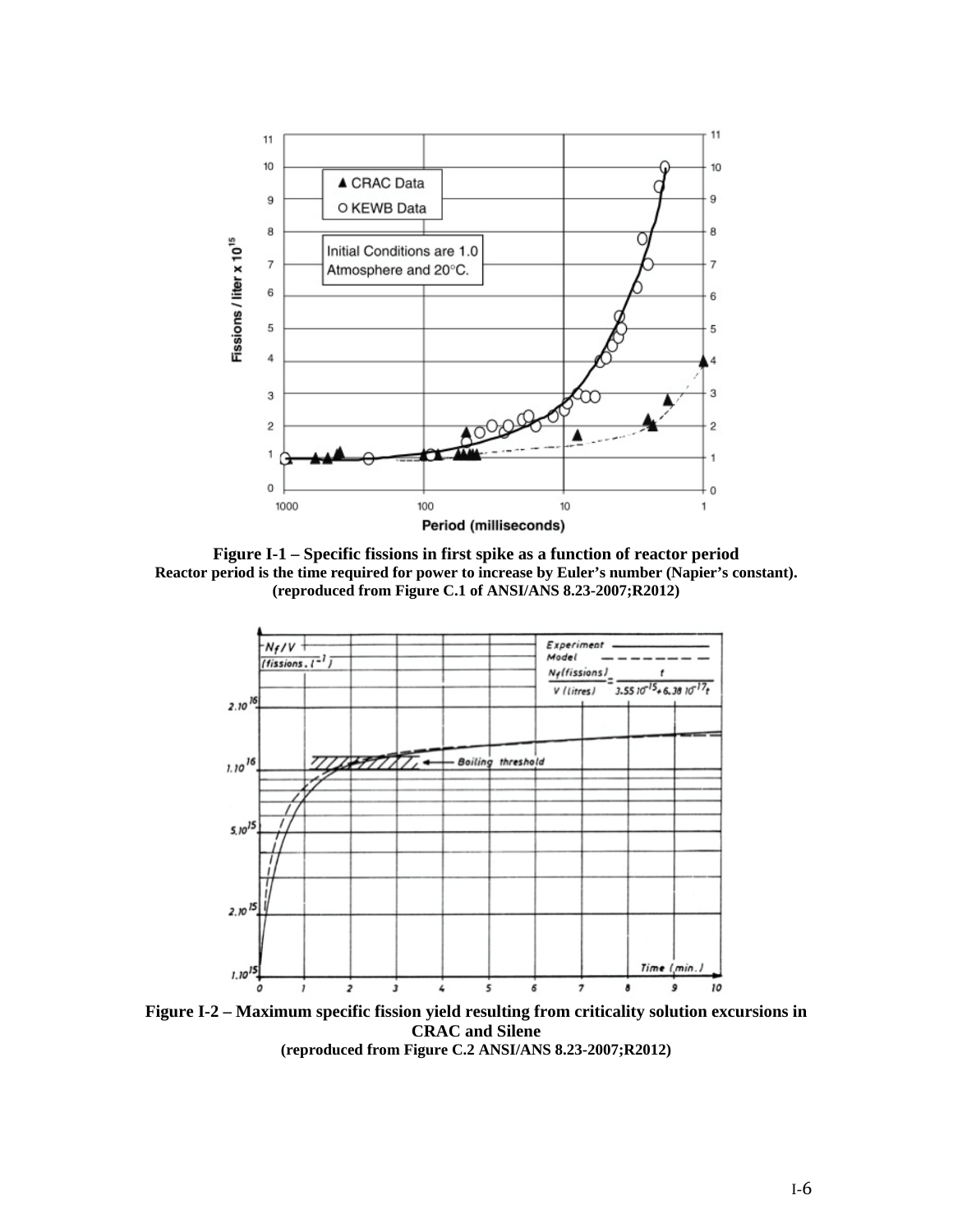**Figure I-1 – Specific fissions in first spike as a function of reactor period**

**Reactor period is the time required for power to increase by Euler's number (Napier's constant).**

**(reproduced from Figure C.1 of ANSI/ANS 8.23-2007;R2012)**

**Figure I-2 – Maximum specific fission yield resulting from criticality solution excursions in CRAC and Silene**

**(reproduced from Figure C.2 ANSI/ANS 8.23-2007;R2012)**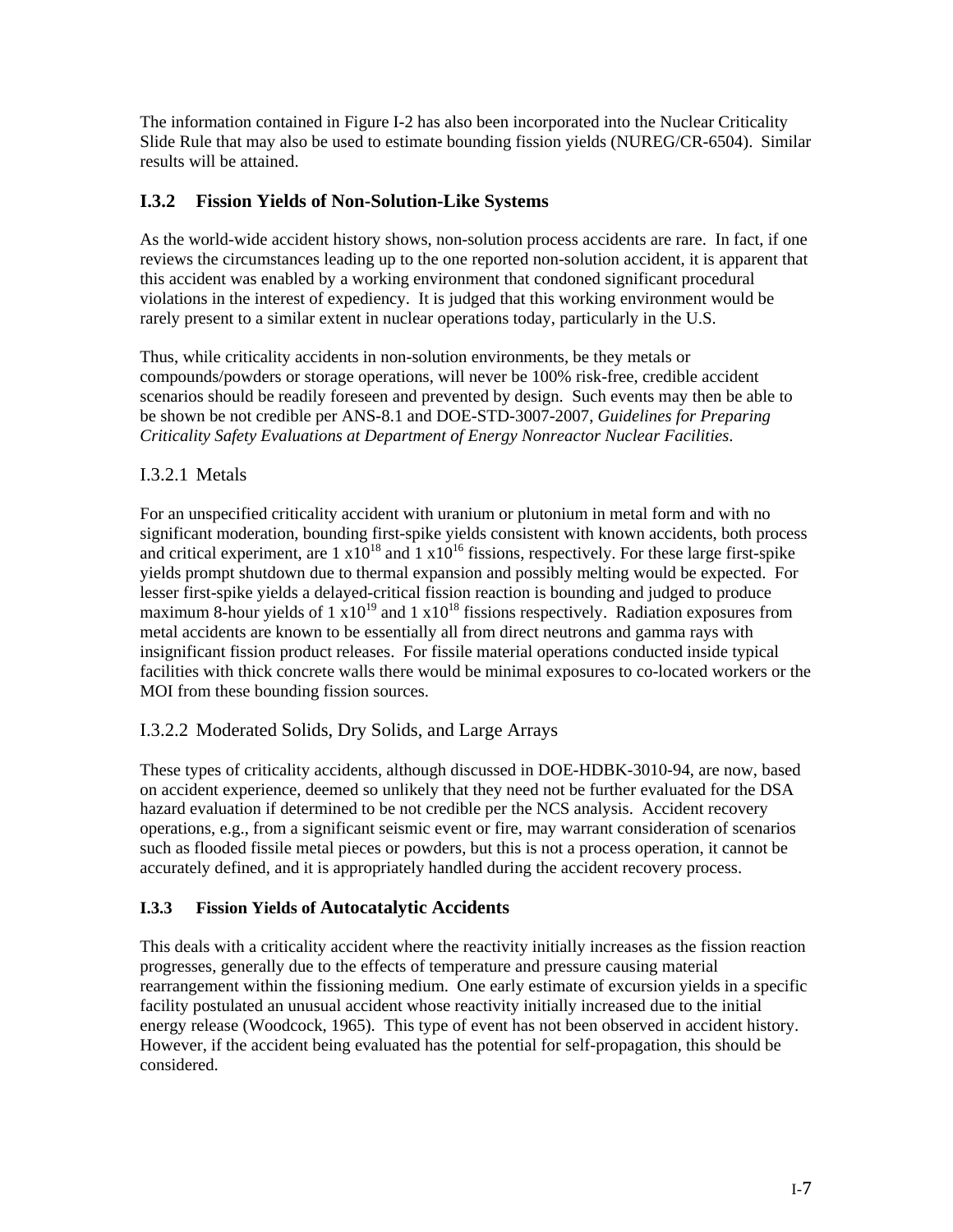The information contained in Figure I-2 has also been incorporated into the Nuclear Criticality Slide Rule that may also be used to estimate bounding fission yields (NUREG/CR-6504). Similar results will be attained.

### I.3.2 Fission Yields of Non-Solution-Like Systems

As the world-wide accident history shows, non-solution process accidents are rare. In fact, if one reviews the circumstances leading up to the one reported non-solution accident, it is apparent that this accident was enabled by a working environment that condoned significant procedural violations in the interest of expediency. It is judged that this working environment would be rarely present to a similar extent in nuclear operations today, particularly in the U.S.

Thus, while criticality accidents in non-solution environments, be they metals or compounds/powders or storage operations, will never be 100% risk-free, credible accident scenarios should be readily foreseen and prevented by design. Such events may then be able to be shown be not credible per ANS-8.1 and DOE-STD-3007-2007, *Guidelines for Preparing Criticality Safety Evaluations at Department of Energy Nonreactor Nuclear Facilities*.

#### I.3.2.1 Metals

For an unspecified criticality accident with uranium or plutonium in metal form and with no significant moderation, bounding first-spike yields consistent with known accidents, both process and critical experiment, are $1 \times 10^{18}$ and $1 \times 10^{16}$ fissions, respectively. For these large first-spike yields prompt shutdown due to thermal expansion and possibly melting would be expected. For lesser first-spike yields a delayed-critical fission reaction is bounding and judged to produce maximum 8-hour yields of $1 \times 10^{19}$ and $1 \times 10^{18}$ fissions respectively. Radiation exposures from metal accidents are known to be essentially all from direct neutrons and gamma rays with insignificant fission product releases. For fissile material operations conducted inside typical facilities with thick concrete walls there would be minimal exposures to co-located workers or the MOI from these bounding fission sources.

#### I.3.2.2 Moderated Solids, Dry Solids, and Large Arrays

These types of criticality accidents, although discussed in DOE-HDBK-3010-94, are now, based on accident experience, deemed so unlikely that they need not be further evaluated for the DSA hazard evaluation if determined to be not credible per the NCS analysis. Accident recovery operations, e.g., from a significant seismic event or fire, may warrant consideration of scenarios such as flooded fissile metal pieces or powders, but this is not a process operation, it cannot be accurately defined, and it is appropriately handled during the accident recovery process.

### I.3.3 Fission Yields of Autocatalytic Accidents

This deals with a criticality accident where the reactivity initially increases as the fission reaction progresses, generally due to the effects of temperature and pressure causing material rearrangement within the fissioning medium. One early estimate of excursion yields in a specific facility postulated an unusual accident whose reactivity initially increased due to the initial energy release (Woodcock, 1965). This type of event has not been observed in accident history. However, if the accident being evaluated has the potential for self-propagation, this should be considered.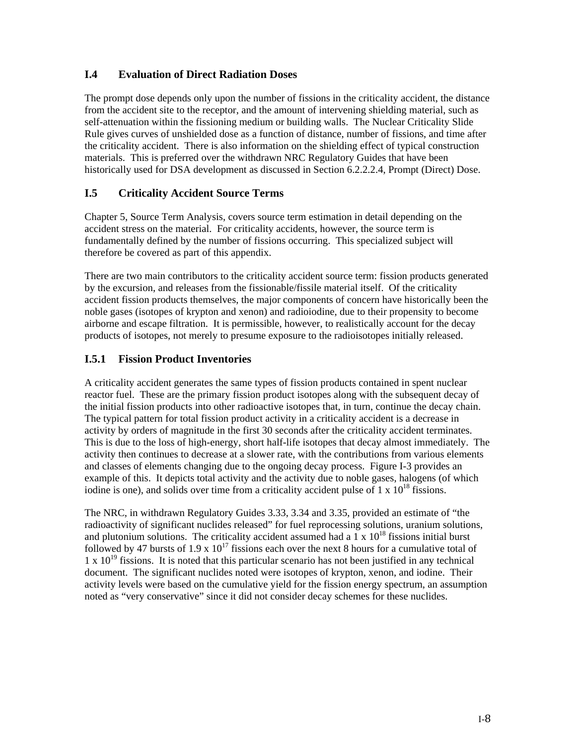## I.4 Evaluation of Direct Radiation Doses

The prompt dose depends only upon the number of fissions in the criticality accident, the distance from the accident site to the receptor, and the amount of intervening shielding material, such as self-attenuation within the fissioning medium or building walls. The Nuclear Criticality Slide Rule gives curves of unshielded dose as a function of distance, number of fissions, and time after the criticality accident. There is also information on the shielding effect of typical construction materials. This is preferred over the withdrawn NRC Regulatory Guides that have been historically used for DSA development as discussed in Section 6.2.2.2.4, Prompt (Direct) Dose.

## I.5 Criticality Accident Source Terms

Chapter 5, Source Term Analysis, covers source term estimation in detail depending on the accident stress on the material. For criticality accidents, however, the source term is fundamentally defined by the number of fissions occurring. This specialized subject will therefore be covered as part of this appendix.

There are two main contributors to the criticality accident source term: fission products generated by the excursion, and releases from the fissionable/fissile material itself. Of the criticality accident fission products themselves, the major components of concern have historically been the noble gases (isotopes of krypton and xenon) and radioiodine, due to their propensity to become airborne and escape filtration. It is permissible, however, to realistically account for the decay products of isotopes, not merely to presume exposure to the radioisotopes initially released.

### I.5.1 Fission Product Inventories

A criticality accident generates the same types of fission products contained in spent nuclear reactor fuel. These are the primary fission product isotopes along with the subsequent decay of the initial fission products into other radioactive isotopes that, in turn, continue the decay chain. The typical pattern for total fission product activity in a criticality accident is a decrease in activity by orders of magnitude in the first 30 seconds after the criticality accident terminates. This is due to the loss of high-energy, short half-life isotopes that decay almost immediately. The activity then continues to decrease at a slower rate, with the contributions from various elements and classes of elements changing due to the ongoing decay process. Figure I-3 provides an example of this. It depicts total activity and the activity due to noble gases, halogens (of which iodine is one), and solids over time from a criticality accident pulse of $1 \times 10^{18}$ fissions.

The NRC, in withdrawn Regulatory Guides 3.33, 3.34 and 3.35, provided an estimate of "the radioactivity of significant nuclides released" for fuel reprocessing solutions, uranium solutions, and plutonium solutions. The criticality accident assumed had a $1 \times 10^{18}$ fissions initial burst followed by 47 bursts of $1.9 \times 10^{17}$ fissions each over the next 8 hours for a cumulative total of $1 \times 10^{19}$ fissions. It is noted that this particular scenario has not been justified in any technical document. The significant nuclides noted were isotopes of krypton, xenon, and iodine. Their activity levels were based on the cumulative yield for the fission energy spectrum, an assumption noted as "very conservative" since it did not consider decay schemes for these nuclides.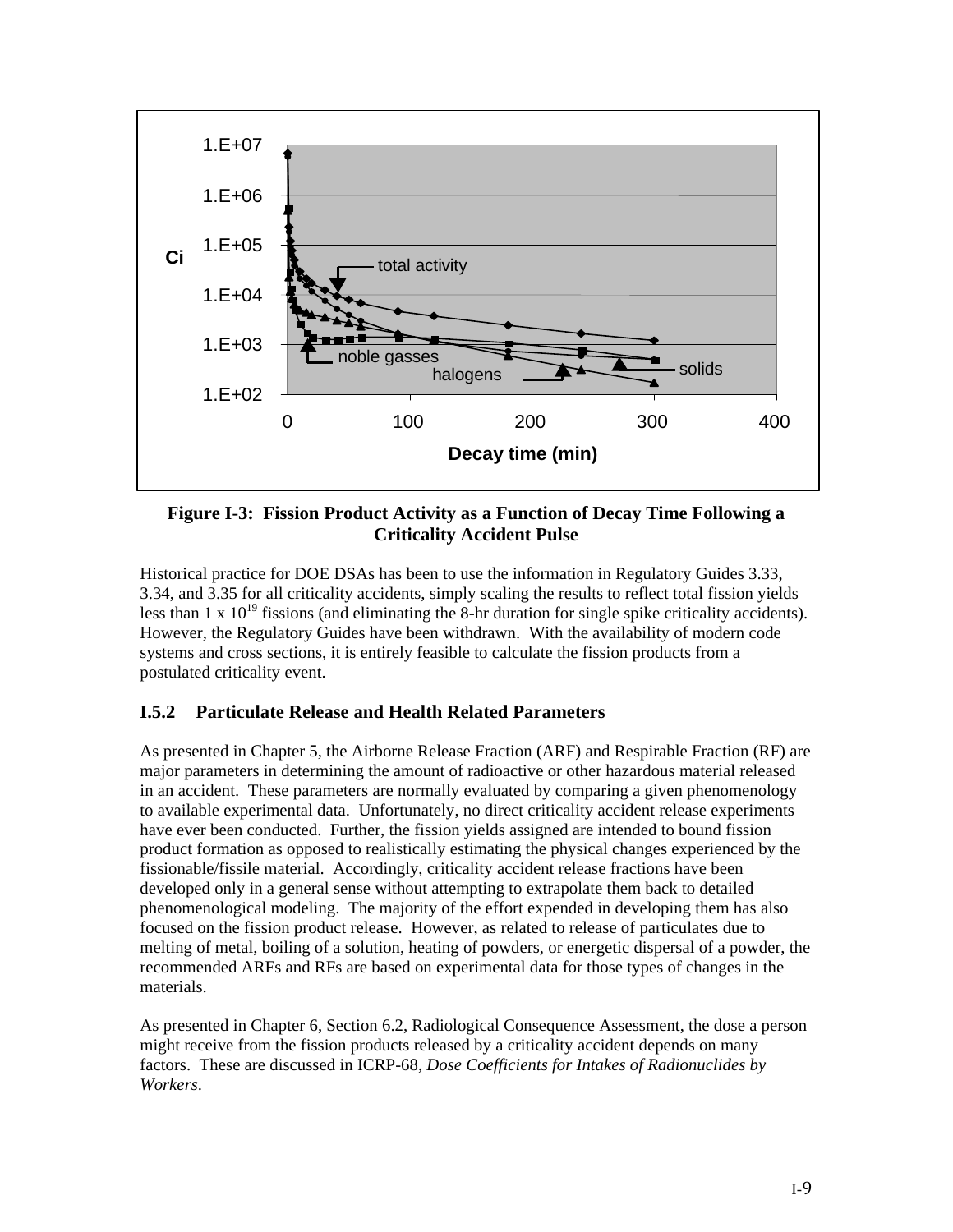**Figure I-3: Fission Product Activity as a Function of Decay Time Following a Criticality Accident Pulse**

Historical practice for DOE DSAs has been to use the information in Regulatory Guides 3.33, 3.34, and 3.35 for all criticality accidents, simply scaling the results to reflect total fission yields less than 1 x $10^{19}$ fissions (and eliminating the 8-hr duration for single spike criticality accidents). However, the Regulatory Guides have been withdrawn. With the availability of modern code systems and cross sections, it is entirely feasible to calculate the fission products from a postulated criticality event.

### I.5.2 Particulate Release and Health Related Parameters

As presented in Chapter 5, the Airborne Release Fraction (ARF) and Respirable Fraction (RF) are major parameters in determining the amount of radioactive or other hazardous material released in an accident. These parameters are normally evaluated by comparing a given phenomenology to available experimental data. Unfortunately, no direct criticality accident release experiments have ever been conducted. Further, the fission yields assigned are intended to bound fission product formation as opposed to realistically estimating the physical changes experienced by the fissionable/fissile material. Accordingly, criticality accident release fractions have been developed only in a general sense without attempting to extrapolate them back to detailed phenomenological modeling. The majority of the effort expended in developing them has also focused on the fission product release. However, as related to release of particulates due to melting of metal, boiling of a solution, heating of powders, or energetic dispersal of a powder, the recommended ARFs and RFs are based on experimental data for those types of changes in the materials.

As presented in Chapter 6, Section 6.2, Radiological Consequence Assessment, the dose a person might receive from the fission products released by a criticality accident depends on many factors. These are discussed in ICRP-68, *Dose Coefficients for Intakes of Radionuclides by Workers*.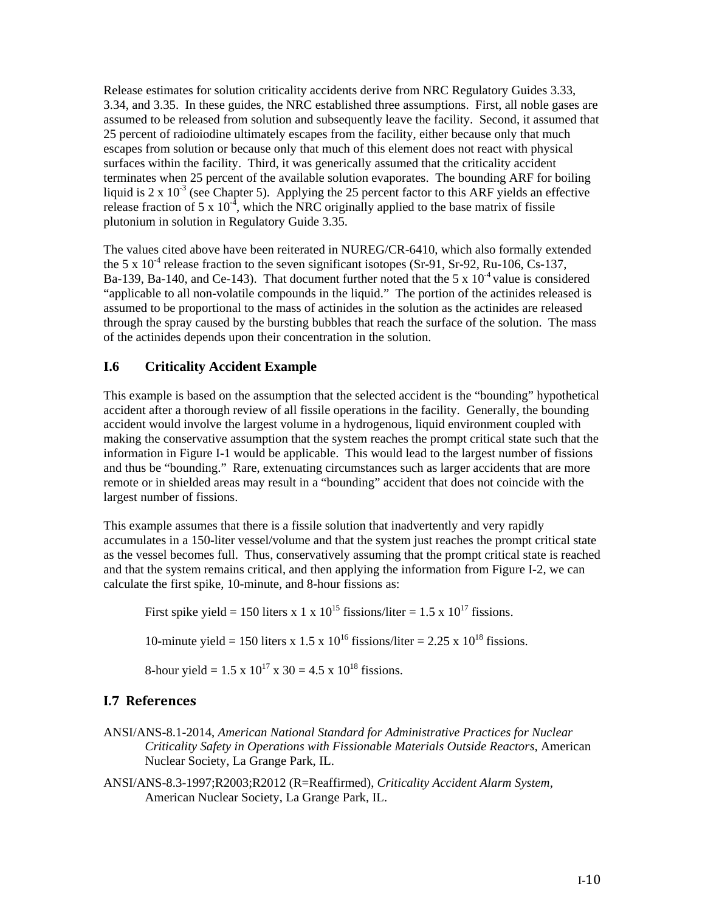Release estimates for solution criticality accidents derive from NRC Regulatory Guides 3.33, 3.34, and 3.35. In these guides, the NRC established three assumptions. First, all noble gases are assumed to be released from solution and subsequently leave the facility. Second, it assumed that 25 percent of radioiodine ultimately escapes from the facility, either because only that much escapes from solution or because only that much of this element does not react with physical surfaces within the facility. Third, it was generically assumed that the criticality accident terminates when 25 percent of the available solution evaporates. The bounding ARF for boiling liquid is $2 \times 10^{-3}$ (see Chapter 5). Applying the 25 percent factor to this ARF yields an effective release fraction of $5 \times 10^{-4}$, which the NRC originally applied to the base matrix of fissile plutonium in solution in Regulatory Guide 3.35.

The values cited above have been reiterated in NUREG/CR-6410, which also formally extended the $5 \times 10^{-4}$ release fraction to the seven significant isotopes (Sr-91, Sr-92, Ru-106, Cs-137, Ba-139, Ba-140, and Ce-143). That document further noted that the $5 \times 10^{-4}$ value is considered "applicable to all non-volatile compounds in the liquid." The portion of the actinides released is assumed to be proportional to the mass of actinides in the solution as the actinides are released through the spray caused by the bursting bubbles that reach the surface of the solution. The mass of the actinides depends upon their concentration in the solution.

## I.6 Criticality Accident Example

This example is based on the assumption that the selected accident is the "bounding" hypothetical accident after a thorough review of all fissile operations in the facility. Generally, the bounding accident would involve the largest volume in a hydrogenous, liquid environment coupled with making the conservative assumption that the system reaches the prompt critical state such that the information in Figure I-1 would be applicable. This would lead to the largest number of fissions and thus be "bounding." Rare, extenuating circumstances such as larger accidents that are more remote or in shielded areas may result in a "bounding" accident that does not coincide with the largest number of fissions.

This example assumes that there is a fissile solution that inadvertently and very rapidly accumulates in a 150-liter vessel/volume and that the system just reaches the prompt critical state as the vessel becomes full. Thus, conservatively assuming that the prompt critical state is reached and that the system remains critical, and then applying the information from Figure I-2, we can calculate the first spike, 10-minute, and 8-hour fissions as:

First spike yield = 150 liters x $1 \times 10^{15}$ fissions/liter = $1.5 \times 10^{17}$ fissions.

10-minute yield = 150 liters x $1.5 \times 10^{16}$ fissions/liter = $2.25 \times 10^{18}$ fissions.

8-hour yield = $1.5 \times 10^{17} \times 30 = 4.5 \times 10^{18}$ fissions.

## I.7 References

ANSI/ANS-8.1-2014, *American National Standard for Administrative Practices for Nuclear Criticality Safety in Operations with Fissionable Materials Outside Reactors*, American Nuclear Society, La Grange Park, IL.

ANSI/ANS-8.3-1997;R2003;R2012 (R=Reaffirmed), *Criticality Accident Alarm System*, American Nuclear Society, La Grange Park, IL.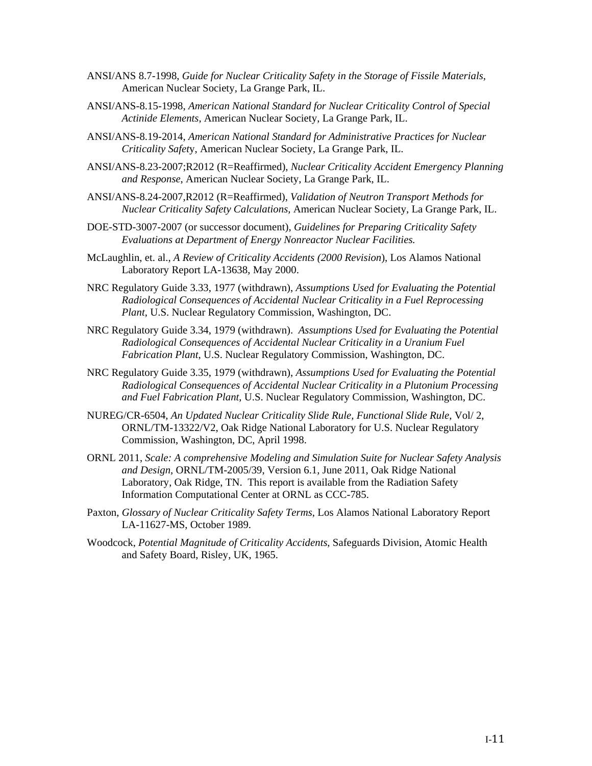ANSI/ANS 8.7-1998, *Guide for Nuclear Criticality Safety in the Storage of Fissile Materials*, American Nuclear Society, La Grange Park, IL.

ANSI/ANS-8.15-1998, *American National Standard for Nuclear Criticality Control of Special Actinide Elements*, American Nuclear Society, La Grange Park, IL.

ANSI/ANS-8.19-2014, *American National Standard for Administrative Practices for Nuclear Criticality Safety*, American Nuclear Society, La Grange Park, IL.

ANSI/ANS-8.23-2007;R2012 (R=Reaffirmed), *Nuclear Criticality Accident Emergency Planning and Response*, American Nuclear Society, La Grange Park, IL.

ANSI/ANS-8.24-2007,R2012 (R=Reaffirmed), *Validation of Neutron Transport Methods for Nuclear Criticality Safety Calculations,* American Nuclear Society, La Grange Park, IL.

DOE-STD-3007-2007 (or successor document), *Guidelines for Preparing Criticality Safety Evaluations at Department of Energy Nonreactor Nuclear Facilities.*

McLaughlin, et. al., *A Review of Criticality Accidents (2000 Revision*), Los Alamos National Laboratory Report LA-13638, May 2000.

NRC Regulatory Guide 3.33, 1977 (withdrawn), *Assumptions Used for Evaluating the Potential Radiological Consequences of Accidental Nuclear Criticality in a Fuel Reprocessing Plant*, U.S. Nuclear Regulatory Commission, Washington, DC.

NRC Regulatory Guide 3.34, 1979 (withdrawn). *Assumptions Used for Evaluating the Potential Radiological Consequences of Accidental Nuclear Criticality in a Uranium Fuel Fabrication Plant*, U.S. Nuclear Regulatory Commission, Washington, DC.

NRC Regulatory Guide 3.35, 1979 (withdrawn), *Assumptions Used for Evaluating the Potential Radiological Consequences of Accidental Nuclear Criticality in a Plutonium Processing and Fuel Fabrication Plant,* U.S. Nuclear Regulatory Commission, Washington, DC.

NUREG/CR-6504, *An Updated Nuclear Criticality Slide Rule, Functional Slide Rule,* Vol/ 2, ORNL/TM-13322/V2, Oak Ridge National Laboratory for U.S. Nuclear Regulatory Commission, Washington, DC, April 1998.

ORNL 2011, *Scale: A comprehensive Modeling and Simulation Suite for Nuclear Safety Analysis and Design*, ORNL/TM-2005/39, Version 6.1, June 2011, Oak Ridge National Laboratory, Oak Ridge, TN. This report is available from the Radiation Safety Information Computational Center at ORNL as CCC-785.

Paxton, *Glossary of Nuclear Criticality Safety Terms*, Los Alamos National Laboratory Report LA-11627-MS, October 1989.

Woodcock, *Potential Magnitude of Criticality Accidents*, Safeguards Division, Atomic Health and Safety Board, Risley, UK, 1965.